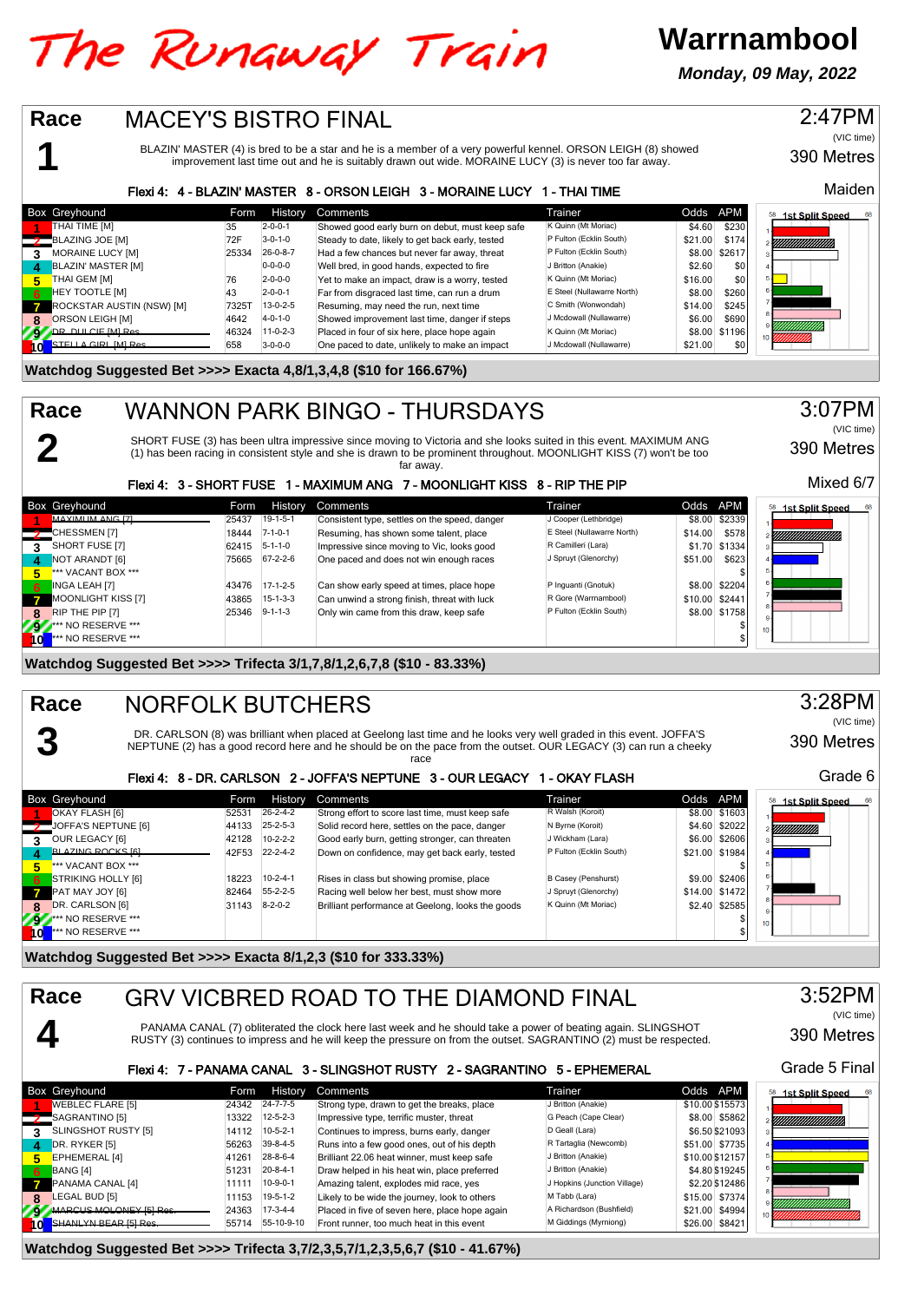# The Runaway Train

## Warrnambool

**Monday, 09 May, 2022**

## Race 1 — MACEY'S BISTRO FINAL

2:47PM (VIC time) — 390 Metres — Maiden

BLAZIN' MASTER (4) is bred to be a star and he is a member of a very powerful kennel. ORSON LEIGH (8) showed improvement last time out and he is suitably drawn out wide. MORAINE LUCY (3) is never too far away.

**Flexi 4: 4 - BLAZIN' MASTER 8 - ORSON LEIGH 3 - MORAINE LUCY 1 - THAI TIME**

| Box | Greyhound | Form | History | Comments | Trainer | Odds | APM |
|---|---|---|---|---|---|---|---|
| 1 | THAI TIME [M] | 35 | 2-0-0-1 | Showed good early burn on debut, must keep safe | K Quinn (Mt Moriac) | $4.60 | $230 |
| 2 | BLAZING JOE [M] | 72F | 3-0-1-0 | Steady to date, likely to get back early, tested | P Fulton (Ecklin South) | $21.00 | $174 |
| 3 | MORAINE LUCY [M] | 25334 | 26-0-8-7 | Had a few chances but never far away, threat | P Fulton (Ecklin South) | $8.00 | $2617 |
| 4 | BLAZIN' MASTER [M] | | 0-0-0-0 | Well bred, in good hands, expected to fire | J Britton (Anakie) | $2.60 | $0 |
| 5 | THAI GEM [M] | 76 | 2-0-0-0 | Yet to make an impact, draw is a worry, tested | K Quinn (Mt Moriac) | $16.00 | $0 |
| 6 | HEY TOOTLE [M] | 43 | 2-0-0-1 | Far from disgraced last time, can run a drum | E Steel (Nullawarre North) | $8.00 | $260 |
| 7 | ROCKSTAR AUSTIN (NSW) [M] | 7325T | 13-0-2-5 | Resuming, may need the run, next time | C Smith (Wonwondah) | $14.00 | $245 |
| 8 | ORSON LEIGH [M] | 4642 | 4-0-1-0 | Showed improvement last time, danger if steps | J Mcdowall (Nullawarre) | $6.00 | $690 |
| 9 | ~~DR. DULCIE [M] Res.~~ | 46324 | 11-0-2-3 | Placed in four of six here, place hope again | K Quinn (Mt Moriac) | $8.00 | $1196 |
| 10 | ~~STELLA GIRL [M] Res.~~ | 658 | 3-0-0-0 | One paced to date, unlikely to make an impact | J Mcdowall (Nullawarre) | $21.00 | $0 |

**Watchdog Suggested Bet >>>> Exacta 4,8/1,3,4,8 ($10 for 166.67%)**

## Race 2 — WANNON PARK BINGO - THURSDAYS

3:07PM (VIC time) — 390 Metres — Mixed 6/7

SHORT FUSE (3) has been ultra impressive since moving to Victoria and she looks suited in this event. MAXIMUM ANG (1) has been racing in consistent style and she is drawn to be prominent throughout. MOONLIGHT KISS (7) won't be too far away.

**Flexi 4: 3 - SHORT FUSE 1 - MAXIMUM ANG 7 - MOONLIGHT KISS 8 - RIP THE PIP**

| Box | Greyhound | Form | History | Comments | Trainer | Odds | APM |
|---|---|---|---|---|---|---|---|
| 1 | MAXIMUM ANG [7] | 25437 | 19-1-5-1 | Consistent type, settles on the speed, danger | J Cooper (Lethbridge) | $8.00 | $2339 |
| 2 | CHESSMEN [7] | 18444 | 7-1-0-1 | Resuming, has shown some talent, place | E Steel (Nullawarre North) | $14.00 | $578 |
| 3 | SHORT FUSE [7] | 62415 | 5-1-1-0 | Impressive since moving to Vic, looks good | R Camilleri (Lara) | $1.70 | $1334 |
| 4 | NOT ARANDT [6] | 75665 | 67-2-2-6 | One paced and does not win enough races | J Spruyt (Glenorchy) | $51.00 | $623 |
| 5 | *** VACANT BOX *** | | | | | | $ |
| 6 | INGA LEAH [7] | 43476 | 17-1-2-5 | Can show early speed at times, place hope | P Inguanti (Gnotuk) | $8.00 | $2204 |
| 7 | MOONLIGHT KISS [7] | 43865 | 15-1-3-3 | Can unwind a strong finish, threat with luck | R Gore (Warrnambool) | $10.00 | $2441 |
| 8 | RIP THE PIP [7] | 25346 | 9-1-1-3 | Only win came from this draw, keep safe | P Fulton (Ecklin South) | $8.00 | $1758 |
| 9 | *** NO RESERVE *** | | | | | | $ |
| 10 | *** NO RESERVE *** | | | | | | $ |

**Watchdog Suggested Bet >>>> Trifecta 3/1,7,8/1,2,6,7,8 ($10 - 83.33%)**

## Race 3 — NORFOLK BUTCHERS

3:28PM (VIC time) — 390 Metres — Grade 6

DR. CARLSON (8) was brilliant when placed at Geelong last time and he looks very well graded in this event. JOFFA'S NEPTUNE (2) has a good record here and he should be on the pace from the outset. OUR LEGACY (3) can run a cheeky race

**Flexi 4: 8 - DR. CARLSON 2 - JOFFA'S NEPTUNE 3 - OUR LEGACY 1 - OKAY FLASH**

| Box | Greyhound | Form | History | Comments | Trainer | Odds | APM |
|---|---|---|---|---|---|---|---|
| 1 | OKAY FLASH [6] | 52531 | 26-2-4-2 | Strong effort to score last time, must keep safe | R Walsh (Koroit) | $8.00 | $1603 |
| 2 | JOFFA'S NEPTUNE [6] | 44133 | 25-2-5-3 | Solid record here, settles on the pace, danger | N Byrne (Koroit) | $4.60 | $2022 |
| 3 | OUR LEGACY [6] | 42128 | 10-2-2-2 | Good early burn, getting stronger, can threaten | J Wickham (Lara) | $6.00 | $2606 |
| 4 | ~~BLAZING ROCKS [6]~~ | 42F53 | 22-2-4-2 | Down on confidence, may get back early, tested | P Fulton (Ecklin South) | $21.00 | $1984 |
| 5 | *** VACANT BOX *** | | | | | | $ |
| 6 | STRIKING HOLLY [6] | 18223 | 10-2-4-1 | Rises in class but showing promise, place | B Casey (Penshurst) | $9.00 | $2406 |
| 7 | PAT MAY JOY [6] | 82464 | 55-2-2-5 | Racing well below her best, must show more | J Spruyt (Glenorchy) | $14.00 | $1472 |
| 8 | DR. CARLSON [6] | 31143 | 8-2-0-2 | Brilliant performance at Geelong, looks the goods | K Quinn (Mt Moriac) | $2.40 | $2585 |
| 9 | *** NO RESERVE *** | | | | | | $ |
| 10 | *** NO RESERVE *** | | | | | | $ |

**Watchdog Suggested Bet >>>> Exacta 8/1,2,3 ($10 for 333.33%)**

## Race 4 — GRV VICBRED ROAD TO THE DIAMOND FINAL

3:52PM (VIC time) — 390 Metres — Grade 5 Final

PANAMA CANAL (7) obliterated the clock here last week and he should take a power of beating again. SLINGSHOT RUSTY (3) continues to impress and he will keep the pressure on from the outset. SAGRANTINO (2) must be respected.

**Flexi 4: 7 - PANAMA CANAL 3 - SLINGSHOT RUSTY 2 - SAGRANTINO 5 - EPHEMERAL**

| Box | Greyhound | Form | History | Comments | Trainer | Odds | APM |
|---|---|---|---|---|---|---|---|
| 1 | WEBLEC FLARE [5] | 24342 | 24-7-7-5 | Strong type, drawn to get the breaks, place | J Britton (Anakie) | $10.00 | $15573 |
| 2 | SAGRANTINO [5] | 13322 | 12-5-2-3 | Impressive type, terrific muster, threat | G Peach (Cape Clear) | $8.00 | $5862 |
| 3 | SLINGSHOT RUSTY [5] | 14112 | 10-5-2-1 | Continues to impress, burns early, danger | D Geall (Lara) | $6.50 | $21093 |
| 4 | DR. RYKER [5] | 56263 | 39-8-4-5 | Runs into a few good ones, out of his depth | R Tartaglia (Newcomb) | $51.00 | $7735 |
| 5 | EPHEMERAL [4] | 41261 | 28-8-6-4 | Brilliant 22.06 heat winner, must keep safe | J Britton (Anakie) | $10.00 | $12157 |
| 6 | BANG [4] | 51231 | 20-8-4-1 | Draw helped in his heat win, place preferred | J Britton (Anakie) | $4.80 | $19245 |
| 7 | PANAMA CANAL [4] | 11111 | 10-9-0-1 | Amazing talent, explodes mid race, yes | J Hopkins (Junction Village) | $2.20 | $12486 |
| 8 | LEGAL BUD [5] | 11153 | 19-5-1-2 | Likely to be wide the journey, look to others | M Tabb (Lara) | $15.00 | $7374 |
| 9 | ~~MARCUS MOLONEY [5] Res.~~ | 24363 | 17-3-4-4 | Placed in five of seven here, place hope again | A Richardson (Bushfield) | $21.00 | $4994 |
| 10 | ~~SHANLYN BEAR [5] Res.~~ | 55714 | 55-10-9-10 | Front runner, too much heat in this event | M Giddings (Myrniong) | $26.00 | $8421 |

**Watchdog Suggested Bet >>>> Trifecta 3,7/2,3,5,7/1,2,3,5,6,7 ($10 - 41.67%)**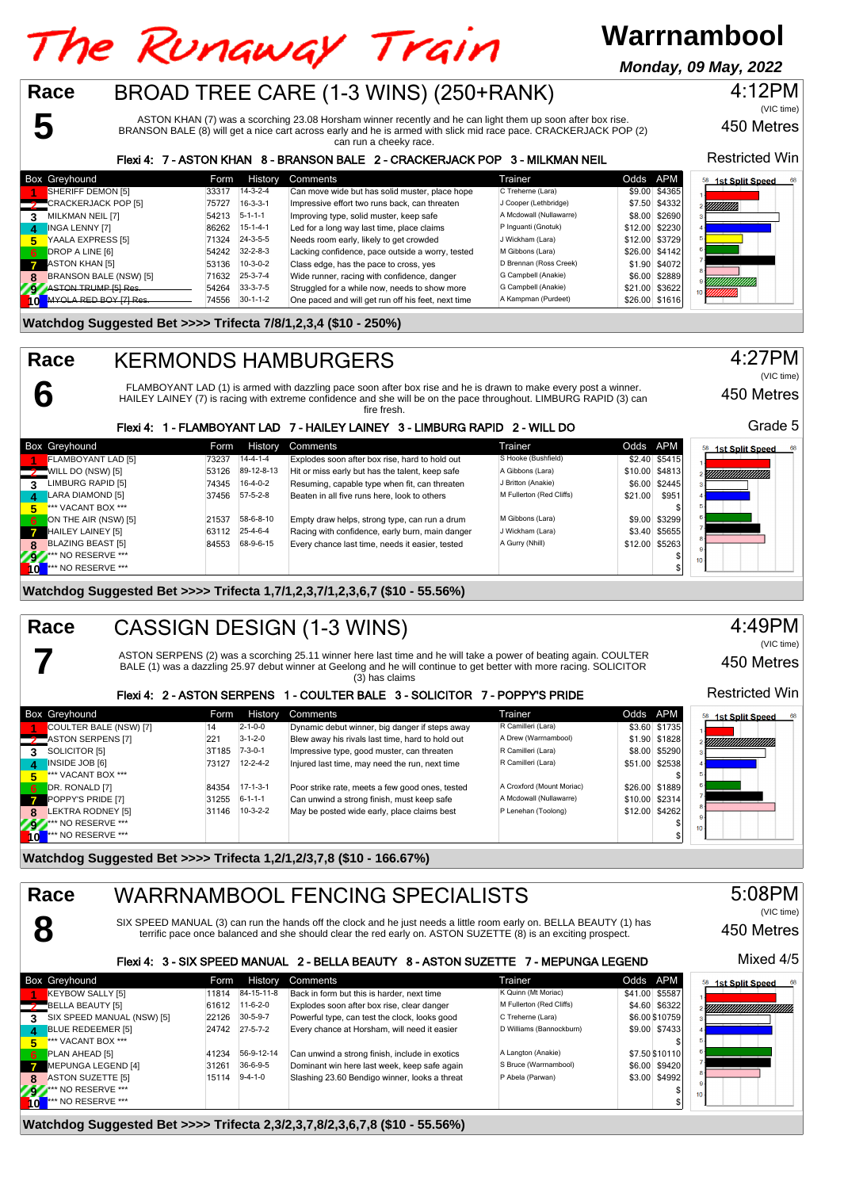# The Runaway Train

## Warrnambool

***Monday, 09 May, 2022***

## Race 5 — BROAD TREE CARE (1-3 WINS) (250+RANK)

4:12PM (VIC time)

450 Metres

Restricted Win

ASTON KHAN (7) was a scorching 23.08 Horsham winner recently and he can light them up soon after box rise. BRANSON BALE (8) will get a nice cart across early and he is armed with slick mid race pace. CRACKERJACK POP (2) can run a cheeky race.

**Flexi 4: 7 - ASTON KHAN 8 - BRANSON BALE 2 - CRACKERJACK POP 3 - MILKMAN NEIL**

| Box | Greyhound | Form | History | Comments | Trainer | Odds | APM |
|---|---|---|---|---|---|---|---|
| 1 | SHERIFF DEMON [5] | 33317 | 14-3-2-4 | Can move wide but has solid muster, place hope | C Treherne (Lara) | $9.00 | $4365 |
| 2 | CRACKERJACK POP [5] | 75727 | 16-3-3-1 | Impressive effort two runs back, can threaten | J Cooper (Lethbridge) | $7.50 | $4332 |
| 3 | MILKMAN NEIL [7] | 54213 | 5-1-1-1 | Improving type, solid muster, keep safe | A Mcdowall (Nullawarre) | $8.00 | $2690 |
| 4 | INGA LENNY [7] | 86262 | 15-1-4-1 | Led for a long way last time, place claims | P Inguanti (Gnotuk) | $12.00 | $2230 |
| 5 | YAALA EXPRESS [5] | 71324 | 24-3-5-5 | Needs room early, likely to get crowded | J Wickham (Lara) | $12.00 | $3729 |
| 6 | DROP A LINE [6] | 54242 | 32-2-8-3 | Lacking confidence, pace outside a worry, tested | M Gibbons (Lara) | $26.00 | $4142 |
| 7 | ASTON KHAN [5] | 53136 | 10-3-0-2 | Class edge, has the pace to cross, yes | D Brennan (Ross Creek) | $1.90 | $4072 |
| 8 | BRANSON BALE (NSW) [5] | 71632 | 25-3-7-4 | Wide runner, racing with confidence, danger | G Campbell (Anakie) | $6.00 | $2889 |
| 9 | ~~ASTON TRUMP [5] Res.~~ | 54264 | 33-3-7-5 | Struggled for a while now, needs to show more | G Campbell (Anakie) | $21.00 | $3622 |
| 10 | ~~MYOLA RED BOY [7] Res.~~ | 74556 | 30-1-1-2 | One paced and will get run off his feet, next time | A Kampman (Purdeet) | $26.00 | $1616 |

**Watchdog Suggested Bet >>>> Trifecta 7/8/1,2,3,4 ($10 - 250%)**

## Race 6 — KERMONDS HAMBURGERS

4:27PM (VIC time)

450 Metres

Grade 5

FLAMBOYANT LAD (1) is armed with dazzling pace soon after box rise and he is drawn to make every post a winner. HAILEY LAINEY (7) is racing with extreme confidence and she will be on the pace throughout. LIMBURG RAPID (3) can fire fresh.

**Flexi 4: 1 - FLAMBOYANT LAD 7 - HAILEY LAINEY 3 - LIMBURG RAPID 2 - WILL DO**

| Box | Greyhound | Form | History | Comments | Trainer | Odds | APM |
|---|---|---|---|---|---|---|---|
| 1 | FLAMBOYANT LAD [5] | 73237 | 14-4-1-4 | Explodes soon after box rise, hard to hold out | S Hooke (Bushfield) | $2.40 | $5415 |
| 2 | WILL DO (NSW) [5] | 53126 | 89-12-8-13 | Hit or miss early but has the talent, keep safe | A Gibbons (Lara) | $10.00 | $4813 |
| 3 | LIMBURG RAPID [5] | 74345 | 16-4-0-2 | Resuming, capable type when fit, can threaten | J Britton (Anakie) | $6.00 | $2445 |
| 4 | LARA DIAMOND [5] | 37456 | 57-5-2-8 | Beaten in all five runs here, look to others | M Fullerton (Red Cliffs) | $21.00 | $951 |
| 5 | *** VACANT BOX *** | | | | | | $ |
| 6 | ON THE AIR (NSW) [5] | 21537 | 58-6-8-10 | Empty draw helps, strong type, can run a drum | M Gibbons (Lara) | $9.00 | $3299 |
| 7 | HAILEY LAINEY [5] | 63112 | 25-4-6-4 | Racing with confidence, early burn, main danger | J Wickham (Lara) | $3.40 | $5655 |
| 8 | BLAZING BEAST [5] | 84553 | 68-9-6-15 | Every chance last time, needs it easier, tested | A Gurry (Nhill) | $12.00 | $5263 |
| 9 | *** NO RESERVE *** | | | | | | $ |
| 10 | *** NO RESERVE *** | | | | | | $ |

**Watchdog Suggested Bet >>>> Trifecta 1,7/1,2,3,7/1,2,3,6,7 ($10 - 55.56%)**

## Race 7 — CASSIGN DESIGN (1-3 WINS)

4:49PM (VIC time)

450 Metres

Restricted Win

ASTON SERPENS (2) was a scorching 25.11 winner here last time and he will take a power of beating again. COULTER BALE (1) was a dazzling 25.97 debut winner at Geelong and he will continue to get better with more racing. SOLICITOR (3) has claims

**Flexi 4: 2 - ASTON SERPENS 1 - COULTER BALE 3 - SOLICITOR 7 - POPPY'S PRIDE**

| Box | Greyhound | Form | History | Comments | Trainer | Odds | APM |
|---|---|---|---|---|---|---|---|
| 1 | COULTER BALE (NSW) [7] | 14 | 2-1-0-0 | Dynamic debut winner, big danger if steps away | R Camilleri (Lara) | $3.60 | $1735 |
| 2 | ASTON SERPENS [7] | 221 | 3-1-2-0 | Blew away his rivals last time, hard to hold out | A Drew (Warrnambool) | $1.90 | $1828 |
| 3 | SOLICITOR [5] | 3T185 | 7-3-0-1 | Impressive type, good muster, can threaten | R Camilleri (Lara) | $8.00 | $5290 |
| 4 | INSIDE JOB [6] | 73127 | 12-2-4-2 | Injured last time, may need the run, next time | R Camilleri (Lara) | $51.00 | $2538 |
| 5 | *** VACANT BOX *** | | | | | | $ |
| 6 | DR. RONALD [7] | 84354 | 17-1-3-1 | Poor strike rate, meets a few good ones, tested | A Croxford (Mount Moriac) | $26.00 | $1889 |
| 7 | POPPY'S PRIDE [7] | 31255 | 6-1-1-1 | Can unwind a strong finish, must keep safe | A Mcdowall (Nullawarre) | $10.00 | $2314 |
| 8 | LEKTRA RODNEY [5] | 31146 | 10-3-2-2 | May be posted wide early, place claims best | P Lenehan (Toolong) | $12.00 | $4262 |
| 9 | *** NO RESERVE *** | | | | | | $ |
| 10 | *** NO RESERVE *** | | | | | | $ |

**Watchdog Suggested Bet >>>> Trifecta 1,2/1,2/3,7,8 ($10 - 166.67%)**

## Race 8 — WARRNAMBOOL FENCING SPECIALISTS

5:08PM (VIC time)

450 Metres

Mixed 4/5

SIX SPEED MANUAL (3) can run the hands off the clock and he just needs a little room early on. BELLA BEAUTY (1) has terrific pace once balanced and she should clear the red early on. ASTON SUZETTE (8) is an exciting prospect.

**Flexi 4: 3 - SIX SPEED MANUAL 2 - BELLA BEAUTY 8 - ASTON SUZETTE 7 - MEPUNGA LEGEND**

| Box | Greyhound | Form | History | Comments | Trainer | Odds | APM |
|---|---|---|---|---|---|---|---|
| 1 | KEYBOW SALLY [5] | 11814 | 84-15-11-8 | Back in form but this is harder, next time | K Quinn (Mt Moriac) | $41.00 | $5587 |
| 2 | BELLA BEAUTY [5] | 61612 | 11-6-2-0 | Explodes soon after box rise, clear danger | M Fullerton (Red Cliffs) | $4.60 | $6322 |
| 3 | SIX SPEED MANUAL (NSW) [5] | 22126 | 30-5-9-7 | Powerful type, can test the clock, looks good | C Treherne (Lara) | $6.00 | $10759 |
| 4 | BLUE REDEEMER [5] | 24742 | 27-5-7-2 | Every chance at Horsham, will need it easier | D Williams (Bannockburn) | $9.00 | $7433 |
| 5 | *** VACANT BOX *** | | | | | | $ |
| 6 | PLAN AHEAD [5] | 41234 | 56-9-12-14 | Can unwind a strong finish, include in exotics | A Langton (Anakie) | $7.50 | $10110 |
| 7 | MEPUNGA LEGEND [4] | 31261 | 36-6-9-5 | Dominant win here last week, keep safe again | S Bruce (Warrnambool) | $6.00 | $9420 |
| 8 | ASTON SUZETTE [5] | 15114 | 9-4-1-0 | Slashing 23.60 Bendigo winner, looks a threat | P Abela (Parwan) | $3.00 | $4992 |
| 9 | *** NO RESERVE *** | | | | | | $ |
| 10 | *** NO RESERVE *** | | | | | | $ |

**Watchdog Suggested Bet >>>> Trifecta 2,3/2,3,7,8/2,3,6,7,8 ($10 - 55.56%)**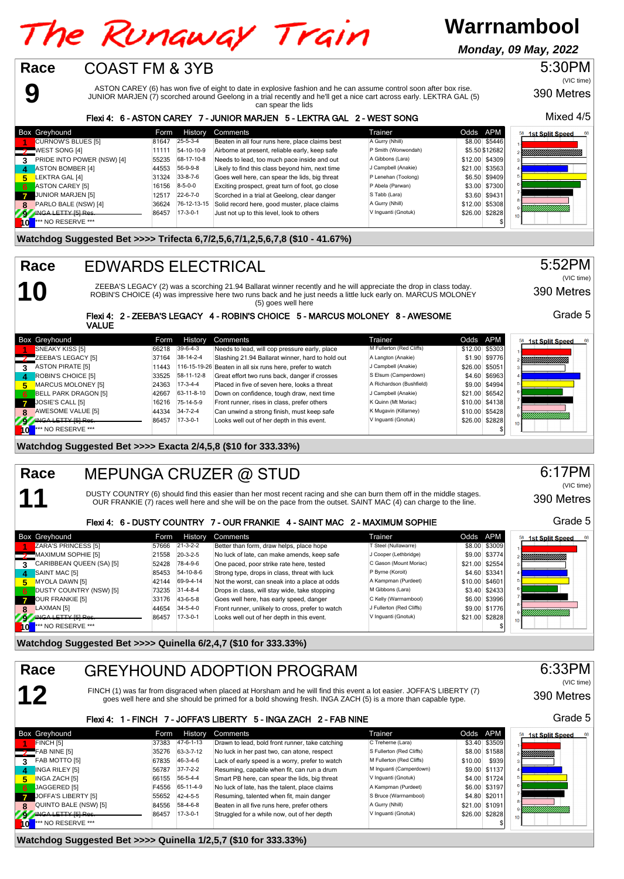# The Runaway Train

**Warrnambool**

***Monday, 09 May, 2022***

## Race 9 — COAST FM & 3YB

5:30PM (VIC time) — 390 Metres — Mixed 4/5

ASTON CAREY (6) has won five of eight to date in explosive fashion and he can assume control soon after box rise. JUNIOR MARJEN (7) scorched around Geelong in a trial recently and he'll get a nice cart across early. LEKTRA GAL (5) can spear the lids

**Flexi 4: 6 - ASTON CAREY 7 - JUNIOR MARJEN 5 - LEKTRA GAL 2 - WEST SONG**

| Box | Greyhound | Form | History | Comments | Trainer | Odds | APM |
|---|---|---|---|---|---|---|---|
| 1 | CURNOW'S BLUES [5] | 81647 | 25-5-3-4 | Beaten in all four runs here, place claims best | A Gurry (Nhill) | $8.00 | $5446 |
| 2 | WEST SONG [4] | 11111 | 54-10-10-9 | Airborne at present, reliable early, keep safe | P Smith (Wonwondah) | $5.50 | $12682 |
| 3 | PRIDE INTO POWER (NSW) [4] | 55235 | 68-17-10-8 | Needs to lead, too much pace inside and out | A Gibbons (Lara) | $12.00 | $4309 |
| 4 | ASTON BOMBER [4] | 44553 | 56-9-9-8 | Likely to find this class beyond him, next time | J Campbell (Anakie) | $21.00 | $3563 |
| 5 | LEKTRA GAL [4] | 31324 | 33-8-7-6 | Goes well here, can spear the lids, big threat | P Lenehan (Toolong) | $6.50 | $9409 |
| 6 | ASTON CAREY [5] | 16156 | 8-5-0-0 | Exciting prospect, great turn of foot, go close | P Abela (Parwan) | $3.00 | $7300 |
| 7 | JUNIOR MARJEN [5] | 12517 | 22-6-7-0 | Scorched in a trial at Geelong, clear danger | S Tabb (Lara) | $3.60 | $9431 |
| 8 | PARLO BALE (NSW) [4] | 36624 | 76-12-13-15 | Solid record here, good muster, place claims | A Gurry (Nhill) | $12.00 | $5308 |
| 9 | ~~INGA LETTY [5] Res.~~ | 86457 | 17-3-0-1 | Just not up to this level, look to others | V Inguanti (Gnotuk) | $26.00 | $2828 |
| 10 | *** NO RESERVE *** | | | | | | $ |

**Watchdog Suggested Bet >>>> Trifecta 6,7/2,5,6,7/1,2,5,6,7,8 ($10 - 41.67%)**

## Race 10 — EDWARDS ELECTRICAL

5:52PM (VIC time) — 390 Metres — Grade 5

ZEEBA'S LEGACY (2) was a scorching 21.94 Ballarat winner recently and he will appreciate the drop in class today. ROBIN'S CHOICE (4) was impressive here two runs back and he just needs a little luck early on. MARCUS MOLONEY (5) goes well here

**Flexi 4: 2 - ZEEBA'S LEGACY 4 - ROBIN'S CHOICE 5 - MARCUS MOLONEY 8 - AWESOME VALUE**

| Box | Greyhound | Form | History | Comments | Trainer | Odds | APM |
|---|---|---|---|---|---|---|---|
| 1 | SNEAKY KISS [5] | 66218 | 39-6-4-3 | Needs to lead, will cop pressure early, place | M Fullerton (Red Cliffs) | $12.00 | $5303 |
| 2 | ZEEBA'S LEGACY [5] | 37164 | 38-14-2-4 | Slashing 21.94 Ballarat winner, hard to hold out | A Langton (Anakie) | $1.90 | $9776 |
| 3 | ASTON PIRATE [5] | 11443 | 116-15-19-26 | Beaten in all six runs here, prefer to watch | J Campbell (Anakie) | $26.00 | $5051 |
| 4 | ROBIN'S CHOICE [5] | 33525 | 58-11-12-8 | Great effort two runs back, danger if crosses | S Elsum (Camperdown) | $4.60 | $6963 |
| 5 | MARCUS MOLONEY [5] | 24363 | 17-3-4-4 | Placed in five of seven here, looks a threat | A Richardson (Bushfield) | $9.00 | $4994 |
| 6 | BELL PARK DRAGON [5] | 42667 | 63-11-8-10 | Down on confidence, tough draw, next time | J Campbell (Anakie) | $21.00 | $6542 |
| 7 | JOSIE'S CALL [5] | 16216 | 75-15-5-9 | Front runner, rises in class, prefer others | K Quinn (Mt Moriac) | $10.00 | $4138 |
| 8 | AWESOME VALUE [5] | 44334 | 34-7-2-4 | Can unwind a strong finish, must keep safe | K Mugavin (Killarney) | $10.00 | $5428 |
| 9 | ~~INGA LETTY [5] Res.~~ | 86457 | 17-3-0-1 | Looks well out of her depth in this event. | V Inguanti (Gnotuk) | $26.00 | $2828 |
| 10 | *** NO RESERVE *** | | | | | | $ |

**Watchdog Suggested Bet >>>> Exacta 2/4,5,8 ($10 for 333.33%)**

## Race 11 — MEPUNGA CRUZER @ STUD

6:17PM (VIC time) — 390 Metres — Grade 5

DUSTY COUNTRY (6) should find this easier than her most recent racing and she can burn them off in the middle stages. OUR FRANKIE (7) races well here and she will be on the pace from the outset. SAINT MAC (4) can charge to the line.

**Flexi 4: 6 - DUSTY COUNTRY 7 - OUR FRANKIE 4 - SAINT MAC 2 - MAXIMUM SOPHIE**

| Box | Greyhound | Form | History | Comments | Trainer | Odds | APM |
|---|---|---|---|---|---|---|---|
| 1 | ZARA'S PRINCESS [5] | 57666 | 21-3-2-2 | Better than form, draw helps, place hope | T Steel (Nullawarre) | $8.00 | $3009 |
| 2 | MAXIMUM SOPHIE [5] | 21558 | 20-3-2-5 | No luck of late, can make amends, keep safe | J Cooper (Lethbridge) | $9.00 | $3774 |
| 3 | CARIBBEAN QUEEN (SA) [5] | 52428 | 78-4-9-6 | One paced, poor strike rate here, tested | C Gason (Mount Moriac) | $21.00 | $2554 |
| 4 | SAINT MAC [5] | 85453 | 54-10-8-6 | Strong type, drops in class, threat with luck | P Byrne (Koroit) | $4.60 | $3341 |
| 5 | MYOLA DAWN [5] | 42144 | 69-9-4-14 | Not the worst, can sneak into a place at odds | A Kampman (Purdeet) | $10.00 | $4601 |
| 6 | DUSTY COUNTRY (NSW) [5] | 73235 | 31-4-8-4 | Drops in class, will stay wide, take stopping | M Gibbons (Lara) | $3.40 | $2433 |
| 7 | OUR FRANKIE [5] | 33176 | 43-6-5-8 | Goes well here, has early speed, danger | C Kelly (Warrnambool) | $6.00 | $3996 |
| 8 | LAXMAN [5] | 44654 | 34-5-4-0 | Front runner, unlikely to cross, prefer to watch | J Fullerton (Red Cliffs) | $9.00 | $1776 |
| 9 | ~~INGA LETTY [5] Res.~~ | 86457 | 17-3-0-1 | Looks well out of her depth in this event. | V Inguanti (Gnotuk) | $21.00 | $2828 |
| 10 | *** NO RESERVE *** | | | | | | $ |

**Watchdog Suggested Bet >>>> Quinella 6/2,4,7 ($10 for 333.33%)**

## Race 12 — GREYHOUND ADOPTION PROGRAM

6:33PM (VIC time) — 390 Metres — Grade 5

FINCH (1) was far from disgraced when placed at Horsham and he will find this event a lot easier. JOFFA'S LIBERTY (7) goes well here and she should be primed for a bold showing fresh. INGA ZACH (5) is a more than capable type.

**Flexi 4: 1 - FINCH 7 - JOFFA'S LIBERTY 5 - INGA ZACH 2 - FAB NINE**

| Box | Greyhound | Form | History | Comments | Trainer | Odds | APM |
|---|---|---|---|---|---|---|---|
| 1 | FINCH [5] | 37383 | 47-6-1-13 | Drawn to lead, bold front runner, take catching | C Treherne (Lara) | $3.40 | $3509 |
| 2 | FAB NINE [5] | 35276 | 63-3-7-12 | No luck in her past two, can atone, respect | S Fullerton (Red Cliffs) | $8.00 | $1588 |
| 3 | FAB MOTTO [5] | 67835 | 46-3-4-6 | Lack of early speed is a worry, prefer to watch | M Fullerton (Red Cliffs) | $10.00 | $939 |
| 4 | INGA RILEY [5] | 56787 | 37-7-2-2 | Resuming, capable when fit, can run a drum | M Inguanti (Camperdown) | $9.00 | $1137 |
| 5 | INGA ZACH [5] | 66155 | 56-5-4-4 | Smart PB here, career type, can spear the lids, big threat | V Inguanti (Gnotuk) | $4.00 | $1724 |
| 6 | JAGGERED [5] | F4556 | 65-11-4-9 | No luck of late, has the talent, place claims | A Kampman (Purdeet) | $6.00 | $3197 |
| 7 | JOFFA'S LIBERTY [5] | 55652 | 42-4-5-5 | Resuming, talented when fit, main danger | S Bruce (Warrnambool) | $4.80 | $2011 |
| 8 | QUINTO BALE (NSW) [5] | 84556 | 58-4-6-8 | Beaten in all five runs here, prefer others | A Gurry (Nhill) | $12.00 | $1091 |
| 9 | ~~INGA LETTY [5] Res.~~ | 86457 | 17-3-0-1 | Struggled for a while now, out of her depth | V Inguanti (Gnotuk) | $26.00 | $2828 |
| 10 | *** NO RESERVE *** | | | | | | $ |

**Watchdog Suggested Bet >>>> Quinella 1/2,5,7 ($10 for 333.33%)**